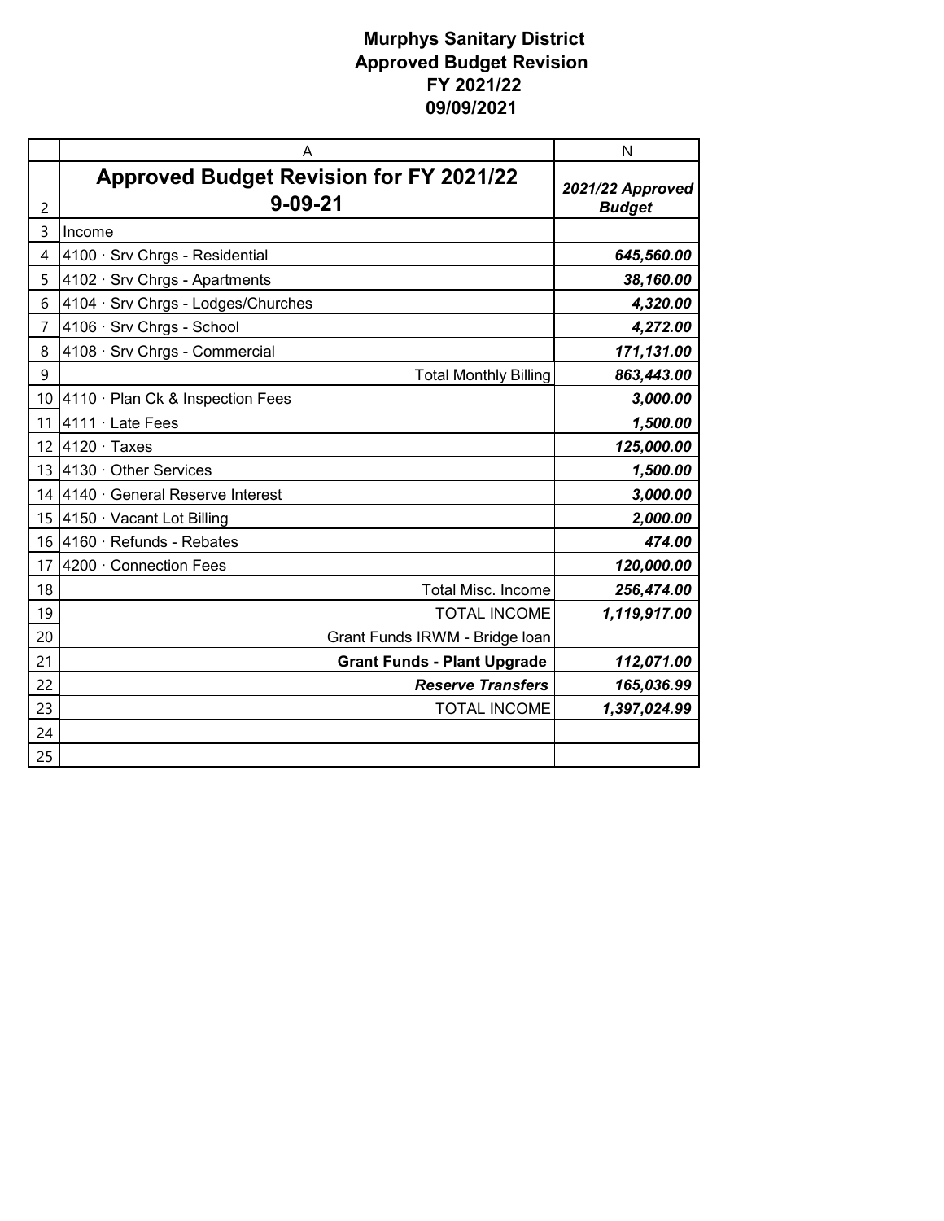# Murphys Sanitary District
## Approved Budget Revision
## FY 2021/22
## 09/09/2021

| | A | N |
|---|---|---|
| 2 | **Approved Budget Revision for FY 2021/22 9-09-21** | ***2021/22 Approved Budget*** |
| 3 | Income | |
| 4 | 4100 · Srv Chrgs - Residential | ***645,560.00*** |
| 5 | 4102 · Srv Chrgs - Apartments | ***38,160.00*** |
| 6 | 4104 · Srv Chrgs - Lodges/Churches | ***4,320.00*** |
| 7 | 4106 · Srv Chrgs - School | ***4,272.00*** |
| 8 | 4108 · Srv Chrgs - Commercial | ***171,131.00*** |
| 9 | Total Monthly Billing | ***863,443.00*** |
| 10 | 4110 · Plan Ck & Inspection Fees | ***3,000.00*** |
| 11 | 4111 · Late Fees | ***1,500.00*** |
| 12 | 4120 · Taxes | ***125,000.00*** |
| 13 | 4130 · Other Services | ***1,500.00*** |
| 14 | 4140 · General Reserve Interest | ***3,000.00*** |
| 15 | 4150 · Vacant Lot Billing | ***2,000.00*** |
| 16 | 4160 · Refunds - Rebates | ***474.00*** |
| 17 | 4200 · Connection Fees | ***120,000.00*** |
| 18 | Total Misc. Income | ***256,474.00*** |
| 19 | TOTAL INCOME | ***1,119,917.00*** |
| 20 | Grant Funds IRWM - Bridge loan | |
| 21 | **Grant Funds - Plant Upgrade** | ***112,071.00*** |
| 22 | ***Reserve Transfers*** | ***165,036.99*** |
| 23 | TOTAL INCOME | ***1,397,024.99*** |
| 24 | | |
| 25 | | |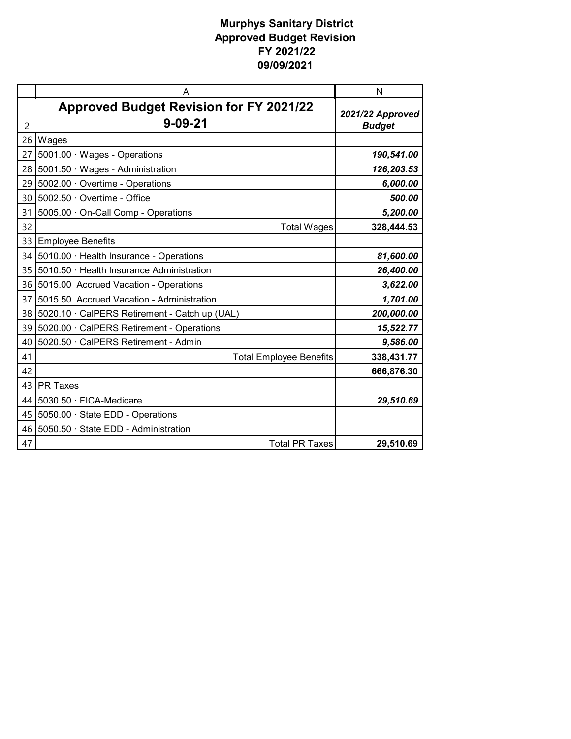**Murphys Sanitary District**
**Approved Budget Revision**
**FY 2021/22**
**09/09/2021**

| | A | N |
|---|---|---|
| 2 | **Approved Budget Revision for FY 2021/22 9-09-21** | ***2021/22 Approved Budget*** |
| 26 | Wages | |
| 27 | 5001.00 · Wages - Operations | ***190,541.00*** |
| 28 | 5001.50 · Wages - Administration | ***126,203.53*** |
| 29 | 5002.00 · Overtime - Operations | ***6,000.00*** |
| 30 | 5002.50 · Overtime - Office | ***500.00*** |
| 31 | 5005.00 · On-Call Comp - Operations | ***5,200.00*** |
| 32 | Total Wages | **328,444.53** |
| 33 | Employee Benefits | |
| 34 | 5010.00 · Health Insurance - Operations | ***81,600.00*** |
| 35 | 5010.50 · Health Insurance Administration | ***26,400.00*** |
| 36 | 5015.00 Accrued Vacation - Operations | ***3,622.00*** |
| 37 | 5015.50 Accrued Vacation - Administration | ***1,701.00*** |
| 38 | 5020.10 · CalPERS Retirement - Catch up (UAL) | ***200,000.00*** |
| 39 | 5020.00 · CalPERS Retirement - Operations | ***15,522.77*** |
| 40 | 5020.50 · CalPERS Retirement - Admin | ***9,586.00*** |
| 41 | Total Employee Benefits | **338,431.77** |
| 42 | | **666,876.30** |
| 43 | PR Taxes | |
| 44 | 5030.50 · FICA-Medicare | ***29,510.69*** |
| 45 | 5050.00 · State EDD - Operations | |
| 46 | 5050.50 · State EDD - Administration | |
| 47 | Total PR Taxes | **29,510.69** |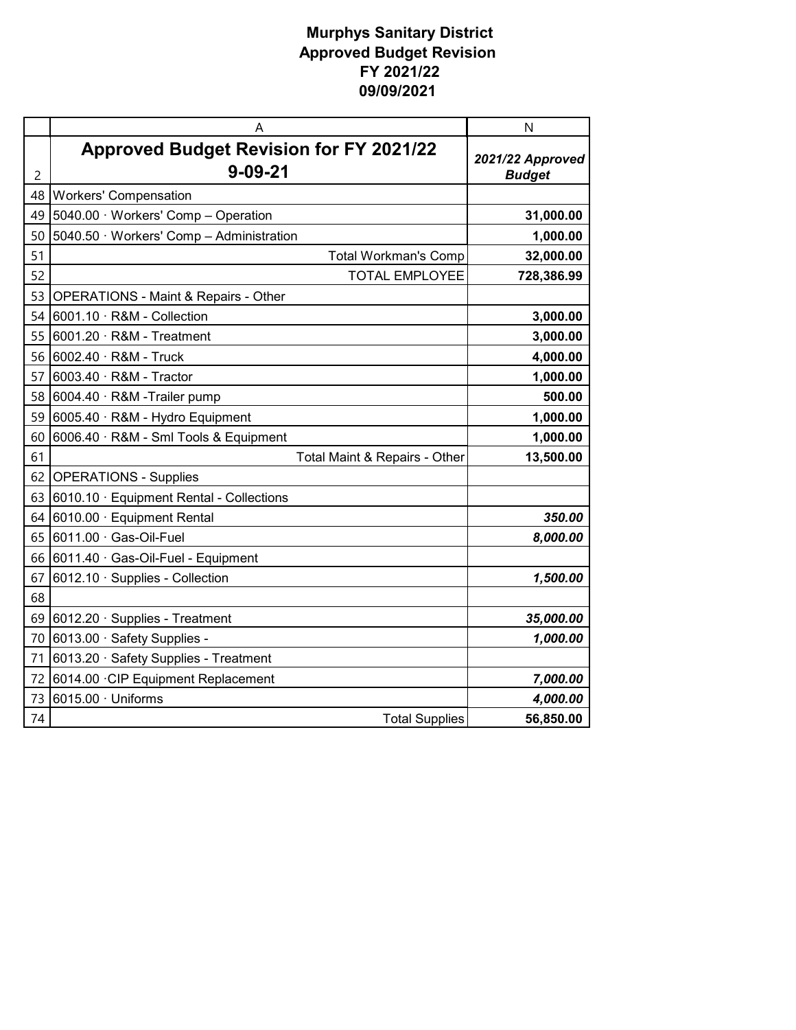**Murphys Sanitary District**
**Approved Budget Revision**
**FY 2021/22**
**09/09/2021**

| | A | N |
|---|---|---|
| 2 | **Approved Budget Revision for FY 2021/22 9-09-21** | ***2021/22 Approved Budget*** |
| 48 | Workers' Compensation | |
| 49 | 5040.00 · Workers' Comp – Operation | **31,000.00** |
| 50 | 5040.50 · Workers' Comp – Administration | **1,000.00** |
| 51 | Total Workman's Comp | **32,000.00** |
| 52 | TOTAL EMPLOYEE | **728,386.99** |
| 53 | OPERATIONS - Maint & Repairs - Other | |
| 54 | 6001.10 · R&M - Collection | **3,000.00** |
| 55 | 6001.20 · R&M - Treatment | **3,000.00** |
| 56 | 6002.40 · R&M - Truck | **4,000.00** |
| 57 | 6003.40 · R&M - Tractor | **1,000.00** |
| 58 | 6004.40 · R&M -Trailer pump | **500.00** |
| 59 | 6005.40 · R&M - Hydro Equipment | **1,000.00** |
| 60 | 6006.40 · R&M - Sml Tools & Equipment | **1,000.00** |
| 61 | Total Maint & Repairs - Other | **13,500.00** |
| 62 | OPERATIONS - Supplies | |
| 63 | 6010.10 · Equipment Rental - Collections | |
| 64 | 6010.00 · Equipment Rental | ***350.00*** |
| 65 | 6011.00 · Gas-Oil-Fuel | ***8,000.00*** |
| 66 | 6011.40 · Gas-Oil-Fuel - Equipment | |
| 67 | 6012.10 · Supplies - Collection | ***1,500.00*** |
| 68 | | |
| 69 | 6012.20 · Supplies - Treatment | ***35,000.00*** |
| 70 | 6013.00 · Safety Supplies - | ***1,000.00*** |
| 71 | 6013.20 · Safety Supplies - Treatment | |
| 72 | 6014.00 ·CIP Equipment Replacement | ***7,000.00*** |
| 73 | 6015.00 · Uniforms | ***4,000.00*** |
| 74 | Total Supplies | **56,850.00** |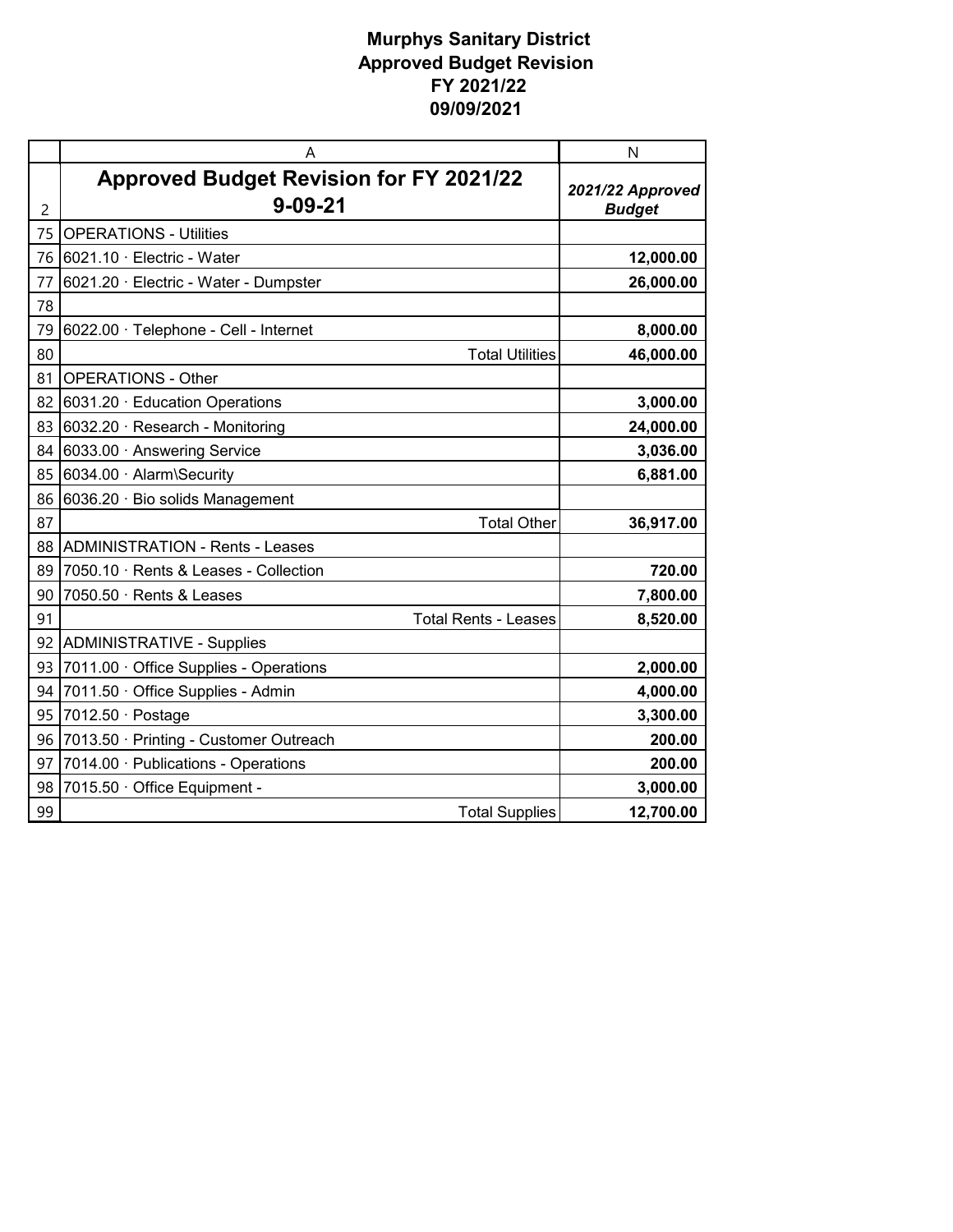# Murphys Sanitary District
## Approved Budget Revision
## FY 2021/22
## 09/09/2021

| | A | N |
|---|---|---|
| 2 | **Approved Budget Revision for FY 2021/22 9-09-21** | ***2021/22 Approved Budget*** |
| 75 | OPERATIONS - Utilities | |
| 76 | 6021.10 · Electric - Water | **12,000.00** |
| 77 | 6021.20 · Electric - Water - Dumpster | **26,000.00** |
| 78 | | |
| 79 | 6022.00 · Telephone - Cell - Internet | **8,000.00** |
| 80 | Total Utilities | **46,000.00** |
| 81 | OPERATIONS - Other | |
| 82 | 6031.20 · Education Operations | **3,000.00** |
| 83 | 6032.20 · Research - Monitoring | **24,000.00** |
| 84 | 6033.00 · Answering Service | **3,036.00** |
| 85 | 6034.00 · Alarm\Security | **6,881.00** |
| 86 | 6036.20 · Bio solids Management | |
| 87 | Total Other | **36,917.00** |
| 88 | ADMINISTRATION - Rents - Leases | |
| 89 | 7050.10 · Rents & Leases - Collection | **720.00** |
| 90 | 7050.50 · Rents & Leases | **7,800.00** |
| 91 | Total Rents - Leases | **8,520.00** |
| 92 | ADMINISTRATIVE - Supplies | |
| 93 | 7011.00 · Office Supplies - Operations | **2,000.00** |
| 94 | 7011.50 · Office Supplies - Admin | **4,000.00** |
| 95 | 7012.50 · Postage | **3,300.00** |
| 96 | 7013.50 · Printing - Customer Outreach | **200.00** |
| 97 | 7014.00 · Publications - Operations | **200.00** |
| 98 | 7015.50 · Office Equipment - | **3,000.00** |
| 99 | Total Supplies | **12,700.00** |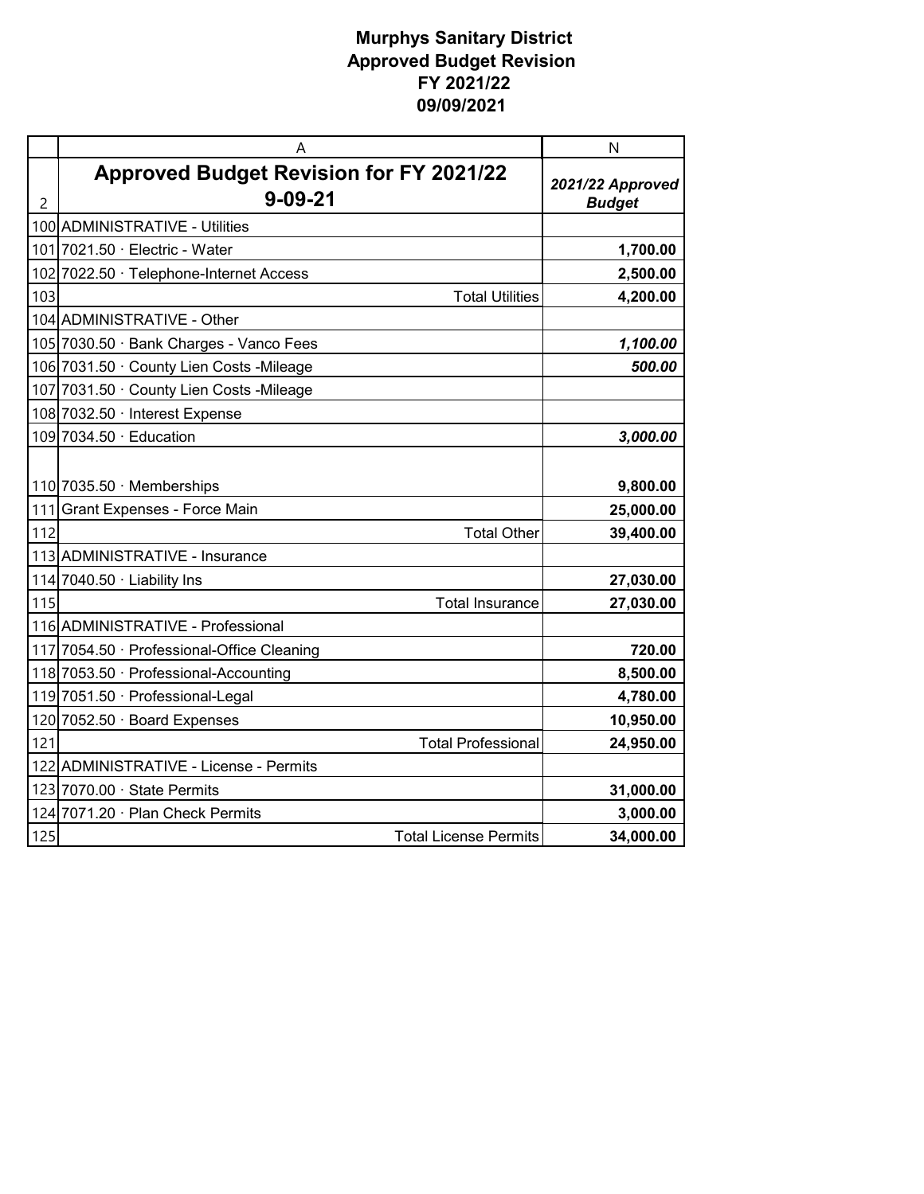# Murphys Sanitary District
## Approved Budget Revision
## FY 2021/22
## 09/09/2021

| | A | N |
|---|---|---|
| 2 | **Approved Budget Revision for FY 2021/22 9-09-21** | ***2021/22 Approved Budget*** |
| 100 | ADMINISTRATIVE - Utilities | |
| 101 | 7021.50 · Electric - Water | **1,700.00** |
| 102 | 7022.50 · Telephone-Internet Access | **2,500.00** |
| 103 | Total Utilities | **4,200.00** |
| 104 | ADMINISTRATIVE - Other | |
| 105 | 7030.50 · Bank Charges - Vanco Fees | ***1,100.00*** |
| 106 | 7031.50 · County Lien Costs -Mileage | ***500.00*** |
| 107 | 7031.50 · County Lien Costs -Mileage | |
| 108 | 7032.50 · Interest Expense | |
| 109 | 7034.50 · Education | ***3,000.00*** |
| 110 | 7035.50 · Memberships | **9,800.00** |
| 111 | Grant Expenses - Force Main | **25,000.00** |
| 112 | Total Other | **39,400.00** |
| 113 | ADMINISTRATIVE - Insurance | |
| 114 | 7040.50 · Liability Ins | **27,030.00** |
| 115 | Total Insurance | **27,030.00** |
| 116 | ADMINISTRATIVE - Professional | |
| 117 | 7054.50 · Professional-Office Cleaning | **720.00** |
| 118 | 7053.50 · Professional-Accounting | **8,500.00** |
| 119 | 7051.50 · Professional-Legal | **4,780.00** |
| 120 | 7052.50 · Board Expenses | **10,950.00** |
| 121 | Total Professional | **24,950.00** |
| 122 | ADMINISTRATIVE - License - Permits | |
| 123 | 7070.00 · State Permits | **31,000.00** |
| 124 | 7071.20 · Plan Check Permits | **3,000.00** |
| 125 | Total License Permits | **34,000.00** |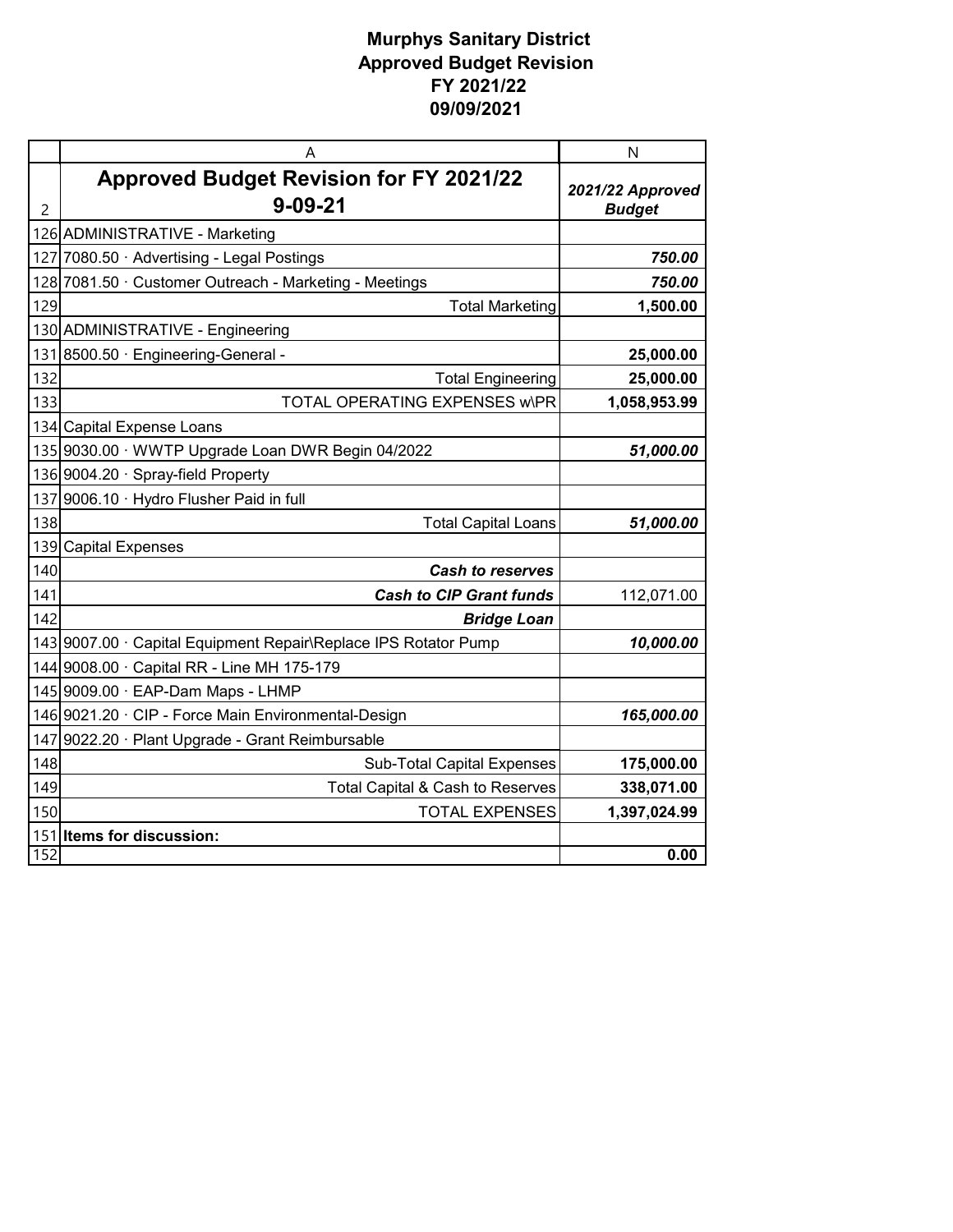# Murphys Sanitary District
## Approved Budget Revision
## FY 2021/22
## 09/09/2021

| | A | N |
|---|---|---|
| 2 | **Approved Budget Revision for FY 2021/22 9-09-21** | ***2021/22 Approved Budget*** |
| 126 | ADMINISTRATIVE - Marketing | |
| 127 | 7080.50 · Advertising - Legal Postings | ***750.00*** |
| 128 | 7081.50 · Customer Outreach - Marketing - Meetings | ***750.00*** |
| 129 | Total Marketing | **1,500.00** |
| 130 | ADMINISTRATIVE - Engineering | |
| 131 | 8500.50 · Engineering-General - | **25,000.00** |
| 132 | Total Engineering | **25,000.00** |
| 133 | TOTAL OPERATING EXPENSES w\PR | **1,058,953.99** |
| 134 | Capital Expense Loans | |
| 135 | 9030.00 · WWTP Upgrade Loan DWR Begin 04/2022 | ***51,000.00*** |
| 136 | 9004.20 · Spray-field Property | |
| 137 | 9006.10 · Hydro Flusher Paid in full | |
| 138 | Total Capital Loans | ***51,000.00*** |
| 139 | Capital Expenses | |
| 140 | ***Cash to reserves*** | |
| 141 | ***Cash to CIP Grant funds*** | 112,071.00 |
| 142 | ***Bridge Loan*** | |
| 143 | 9007.00 · Capital Equipment Repair\Replace IPS Rotator Pump | ***10,000.00*** |
| 144 | 9008.00 · Capital RR - Line MH 175-179 | |
| 145 | 9009.00 · EAP-Dam Maps - LHMP | |
| 146 | 9021.20 · CIP - Force Main Environmental-Design | ***165,000.00*** |
| 147 | 9022.20 · Plant Upgrade - Grant Reimbursable | |
| 148 | Sub-Total Capital Expenses | **175,000.00** |
| 149 | Total Capital & Cash to Reserves | **338,071.00** |
| 150 | TOTAL EXPENSES | **1,397,024.99** |
| 151 | **Items for discussion:** | |
| 152 | | **0.00** |